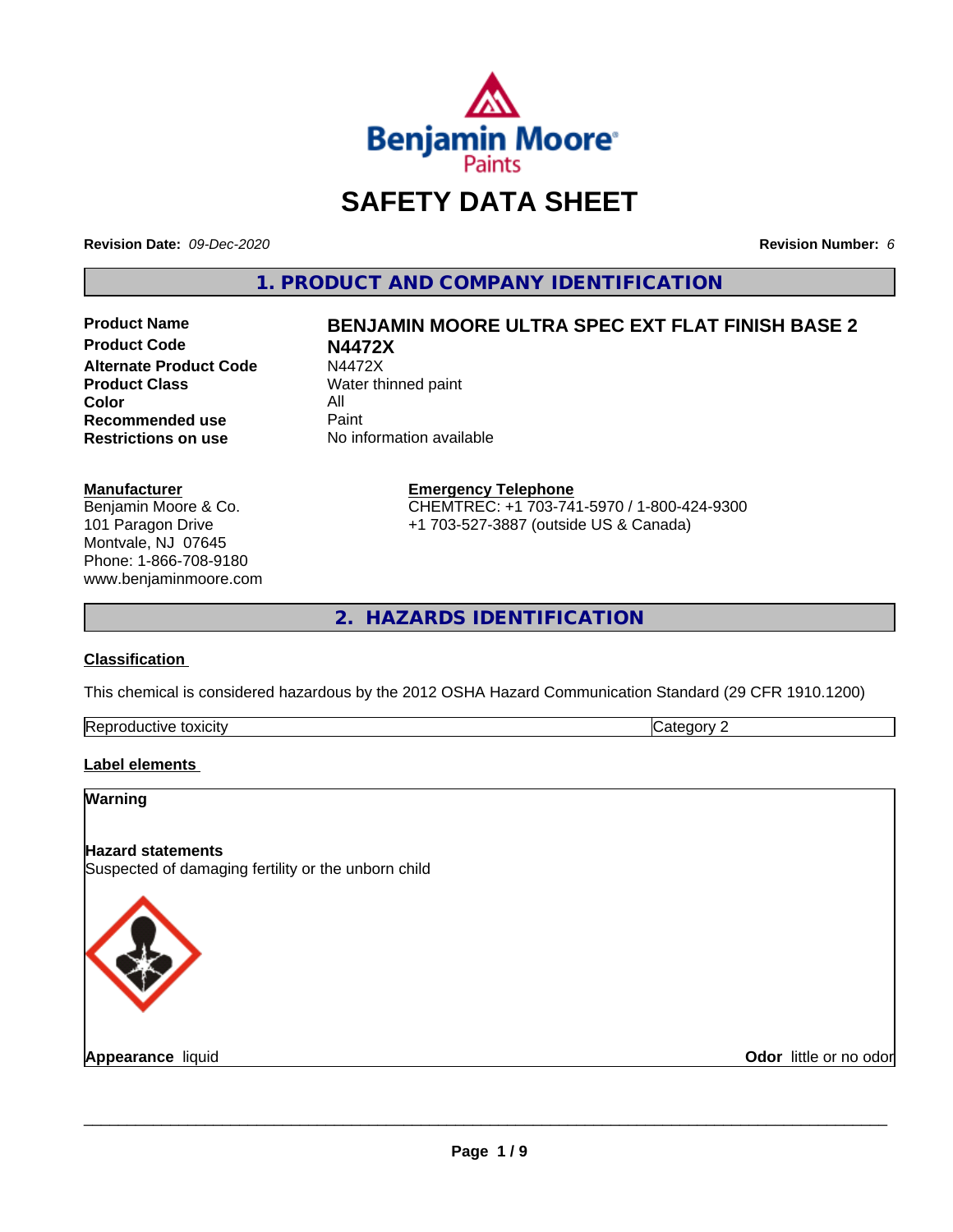# SAFETY DATA SHEET

**Revision Date:** *09-Dec-2020*

**Revision Number:** *6*

## 1. PRODUCT AND COMPANY IDENTIFICATION

| | |
|---|---|
| **Product Name** | **BENJAMIN MOORE ULTRA SPEC EXT FLAT FINISH BASE 2** |
| **Product Code** | **N4472X** |
| **Alternate Product Code** | N4472X |
| **Product Class** | Water thinned paint |
| **Color** | All |
| **Recommended use** | Paint |
| **Restrictions on use** | No information available |

**Manufacturer**
Benjamin Moore & Co.
101 Paragon Drive
Montvale, NJ 07645
Phone: 1-866-708-9180
www.benjaminmoore.com

**Emergency Telephone**
CHEMTREC: +1 703-741-5970 / 1-800-424-9300
+1 703-527-3887 (outside US & Canada)

## 2. HAZARDS IDENTIFICATION

**Classification**

This chemical is considered hazardous by the 2012 OSHA Hazard Communication Standard (29 CFR 1910.1200)

| | |
|---|---|
| Reproductive toxicity | Category 2 |

**Label elements**

**Warning**

**Hazard statements**
Suspected of damaging fertility or the unborn child

**Appearance** liquid

**Odor** little or no odor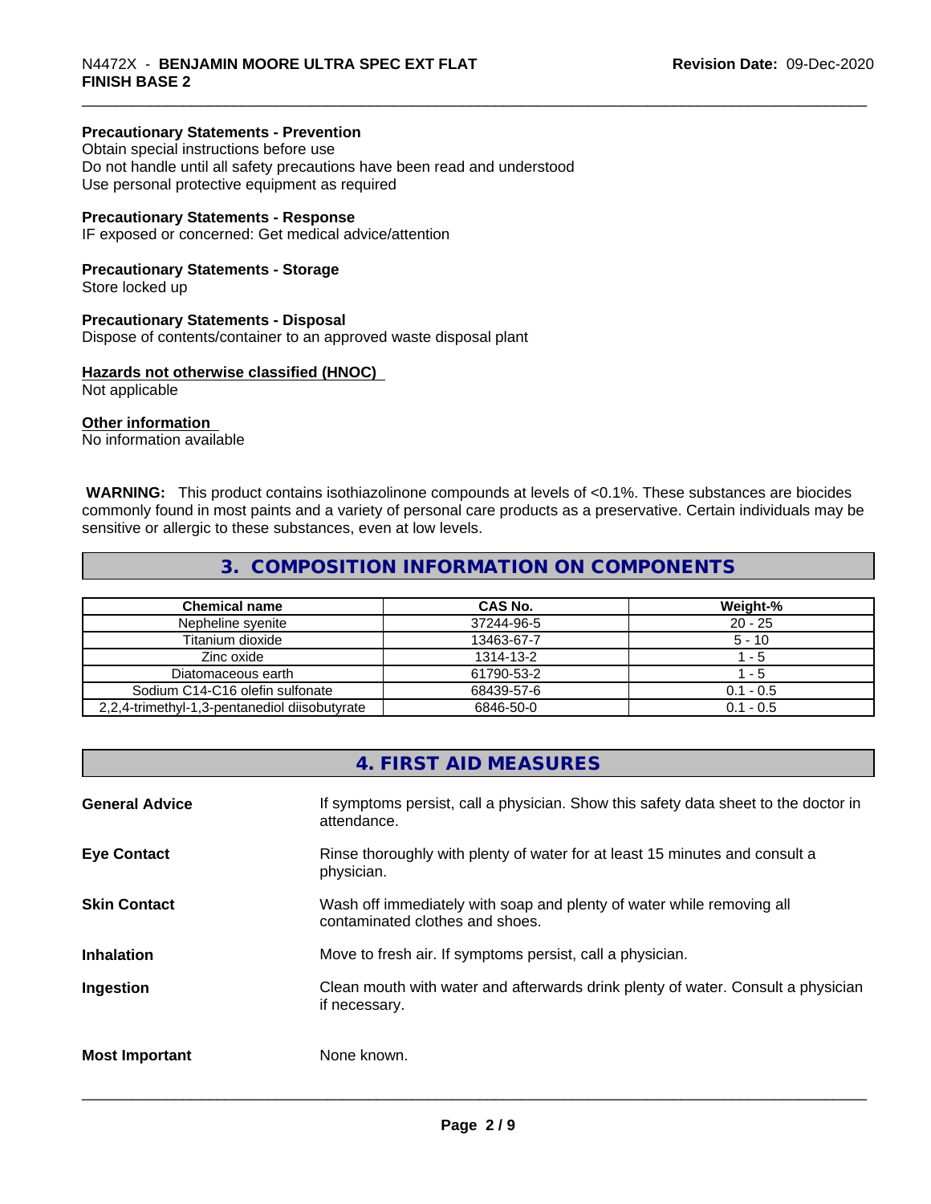**Precautionary Statements - Prevention**
Obtain special instructions before use
Do not handle until all safety precautions have been read and understood
Use personal protective equipment as required

**Precautionary Statements - Response**
IF exposed or concerned: Get medical advice/attention

**Precautionary Statements - Storage**
Store locked up

**Precautionary Statements - Disposal**
Dispose of contents/container to an approved waste disposal plant

**Hazards not otherwise classified (HNOC)**
Not applicable

**Other information**
No information available

**WARNING:** This product contains isothiazolinone compounds at levels of <0.1%. These substances are biocides commonly found in most paints and a variety of personal care products as a preservative. Certain individuals may be sensitive or allergic to these substances, even at low levels.

## 3. COMPOSITION INFORMATION ON COMPONENTS

| Chemical name | CAS No. | Weight-% |
|---|---|---|
| Nepheline syenite | 37244-96-5 | 20 - 25 |
| Titanium dioxide | 13463-67-7 | 5 - 10 |
| Zinc oxide | 1314-13-2 | 1 - 5 |
| Diatomaceous earth | 61790-53-2 | 1 - 5 |
| Sodium C14-C16 olefin sulfonate | 68439-57-6 | 0.1 - 0.5 |
| 2,2,4-trimethyl-1,3-pentanediol diisobutyrate | 6846-50-0 | 0.1 - 0.5 |

## 4. FIRST AID MEASURES

**General Advice** If symptoms persist, call a physician. Show this safety data sheet to the doctor in attendance.

**Eye Contact** Rinse thoroughly with plenty of water for at least 15 minutes and consult a physician.

**Skin Contact** Wash off immediately with soap and plenty of water while removing all contaminated clothes and shoes.

**Inhalation** Move to fresh air. If symptoms persist, call a physician.

**Ingestion** Clean mouth with water and afterwards drink plenty of water. Consult a physician if necessary.

**Most Important** None known.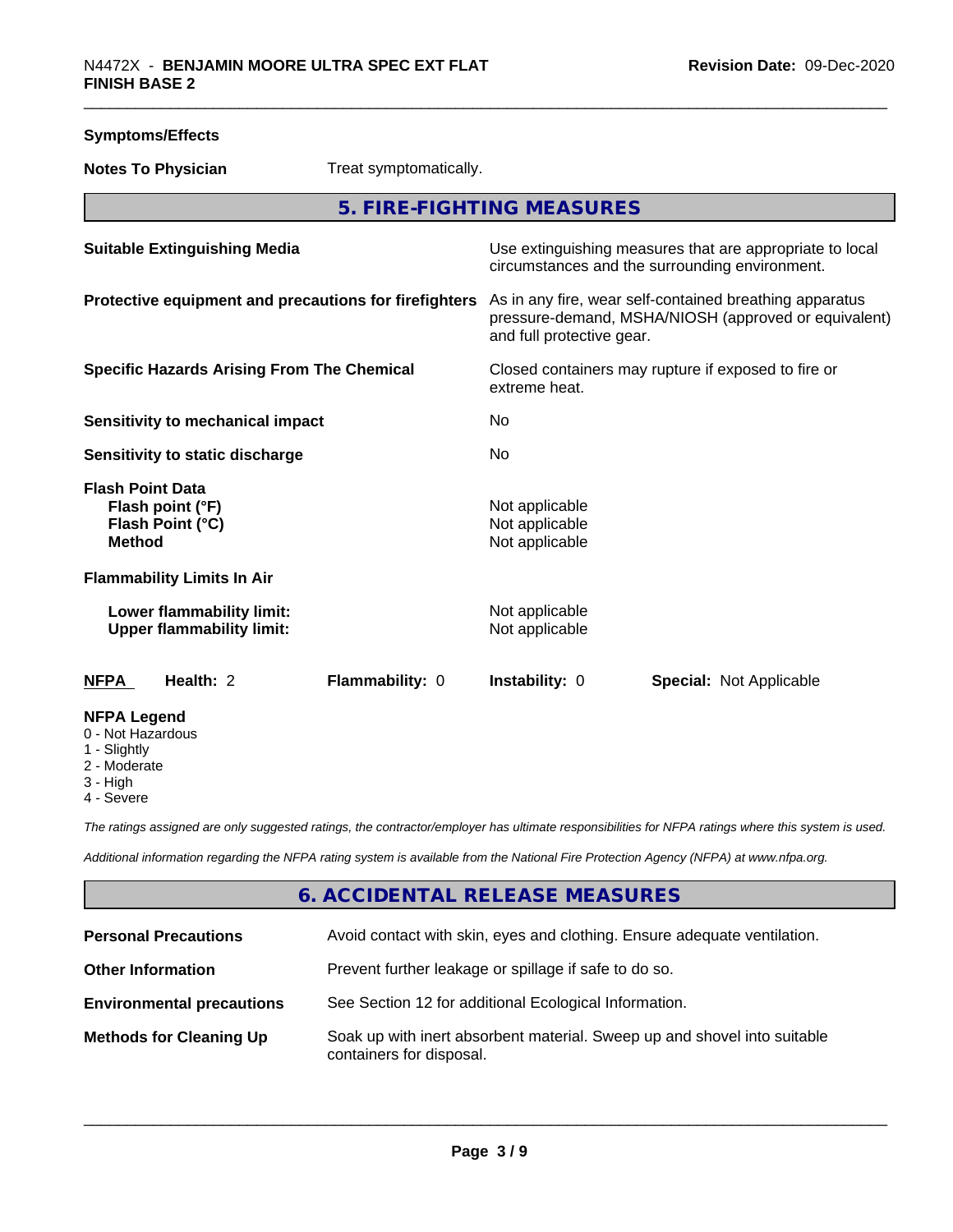**Symptoms/Effects**

**Notes To Physician** Treat symptomatically.

## 5. FIRE-FIGHTING MEASURES

| | |
|---|---|
| **Suitable Extinguishing Media** | Use extinguishing measures that are appropriate to local circumstances and the surrounding environment. |
| **Protective equipment and precautions for firefighters** | As in any fire, wear self-contained breathing apparatus pressure-demand, MSHA/NIOSH (approved or equivalent) and full protective gear. |
| **Specific Hazards Arising From The Chemical** | Closed containers may rupture if exposed to fire or extreme heat. |
| **Sensitivity to mechanical impact** | No |
| **Sensitivity to static discharge** | No |
| **Flash Point Data** | |
| **Flash point (°F)** | Not applicable |
| **Flash Point (°C)** | Not applicable |
| **Method** | Not applicable |
| **Flammability Limits In Air** | |
| **Lower flammability limit:** | Not applicable |
| **Upper flammability limit:** | Not applicable |

| **NFPA** | **Health:** 2 | **Flammability:** 0 | **Instability:** 0 | **Special:** Not Applicable |
|---|---|---|---|---|

**NFPA Legend**
- 0 - Not Hazardous
- 1 - Slightly
- 2 - Moderate
- 3 - High
- 4 - Severe

*The ratings assigned are only suggested ratings, the contractor/employer has ultimate responsibilities for NFPA ratings where this system is used.*

*Additional information regarding the NFPA rating system is available from the National Fire Protection Agency (NFPA) at www.nfpa.org.*

## 6. ACCIDENTAL RELEASE MEASURES

| | |
|---|---|
| **Personal Precautions** | Avoid contact with skin, eyes and clothing. Ensure adequate ventilation. |
| **Other Information** | Prevent further leakage or spillage if safe to do so. |
| **Environmental precautions** | See Section 12 for additional Ecological Information. |
| **Methods for Cleaning Up** | Soak up with inert absorbent material. Sweep up and shovel into suitable containers for disposal. |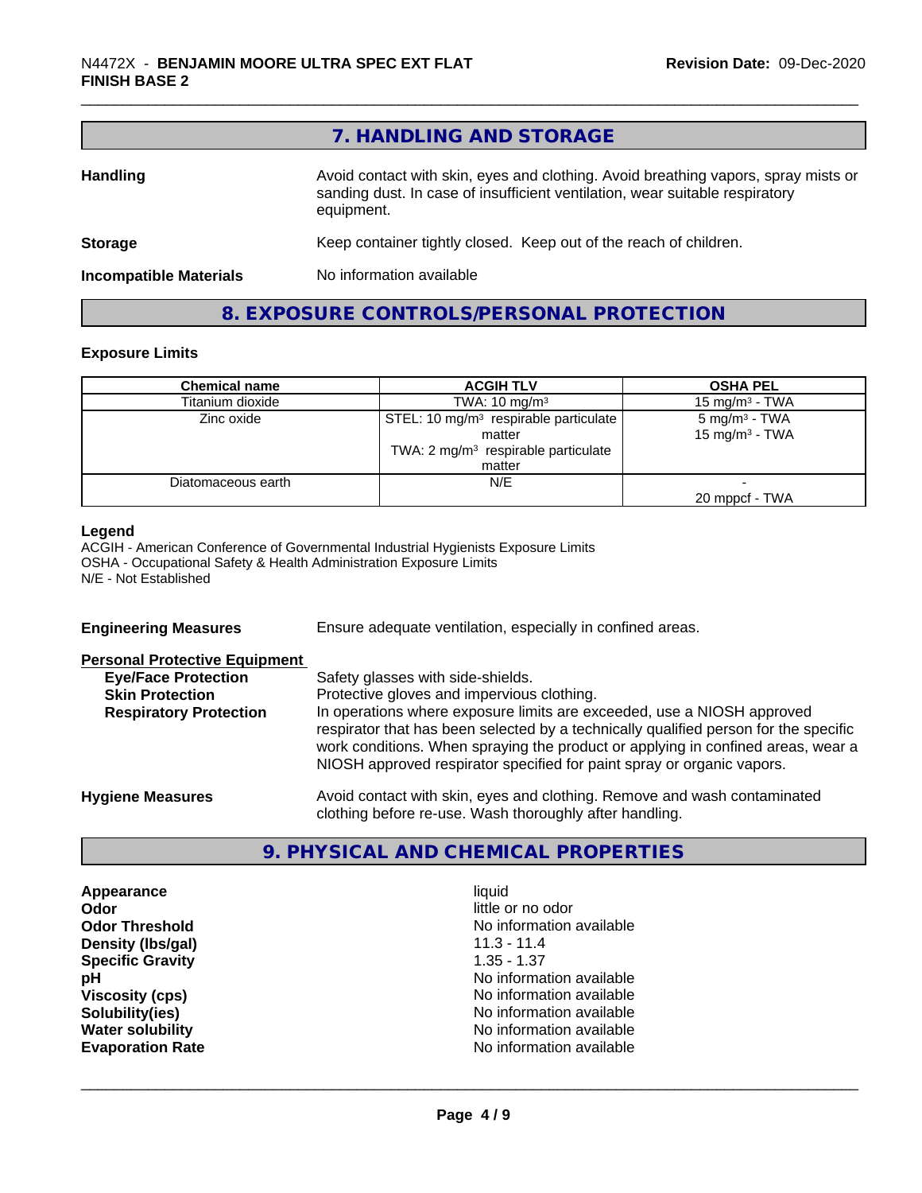## 7. HANDLING AND STORAGE

**Handling** Avoid contact with skin, eyes and clothing. Avoid breathing vapors, spray mists or sanding dust. In case of insufficient ventilation, wear suitable respiratory equipment.

**Storage** Keep container tightly closed. Keep out of the reach of children.

**Incompatible Materials** No information available

## 8. EXPOSURE CONTROLS/PERSONAL PROTECTION

### Exposure Limits

| Chemical name | ACGIH TLV | OSHA PEL |
|---|---|---|
| Titanium dioxide | TWA: 10 mg/m³ | 15 mg/m³ - TWA |
| Zinc oxide | STEL: 10 mg/m³ respirable particulate matter<br>TWA: 2 mg/m³ respirable particulate matter | 5 mg/m³ - TWA<br>15 mg/m³ - TWA |
| Diatomaceous earth | N/E | -<br>20 mppcf - TWA |

**Legend**

ACGIH - American Conference of Governmental Industrial Hygienists Exposure Limits
OSHA - Occupational Safety & Health Administration Exposure Limits
N/E - Not Established

**Engineering Measures** Ensure adequate ventilation, especially in confined areas.

**Personal Protective Equipment**

**Eye/Face Protection** Safety glasses with side-shields.

**Skin Protection** Protective gloves and impervious clothing.

**Respiratory Protection** In operations where exposure limits are exceeded, use a NIOSH approved respirator that has been selected by a technically qualified person for the specific work conditions. When spraying the product or applying in confined areas, wear a NIOSH approved respirator specified for paint spray or organic vapors.

**Hygiene Measures** Avoid contact with skin, eyes and clothing. Remove and wash contaminated clothing before re-use. Wash thoroughly after handling.

## 9. PHYSICAL AND CHEMICAL PROPERTIES

| | |
|---|---|
| **Appearance** | liquid |
| **Odor** | little or no odor |
| **Odor Threshold** | No information available |
| **Density (lbs/gal)** | 11.3 - 11.4 |
| **Specific Gravity** | 1.35 - 1.37 |
| **pH** | No information available |
| **Viscosity (cps)** | No information available |
| **Solubility(ies)** | No information available |
| **Water solubility** | No information available |
| **Evaporation Rate** | No information available |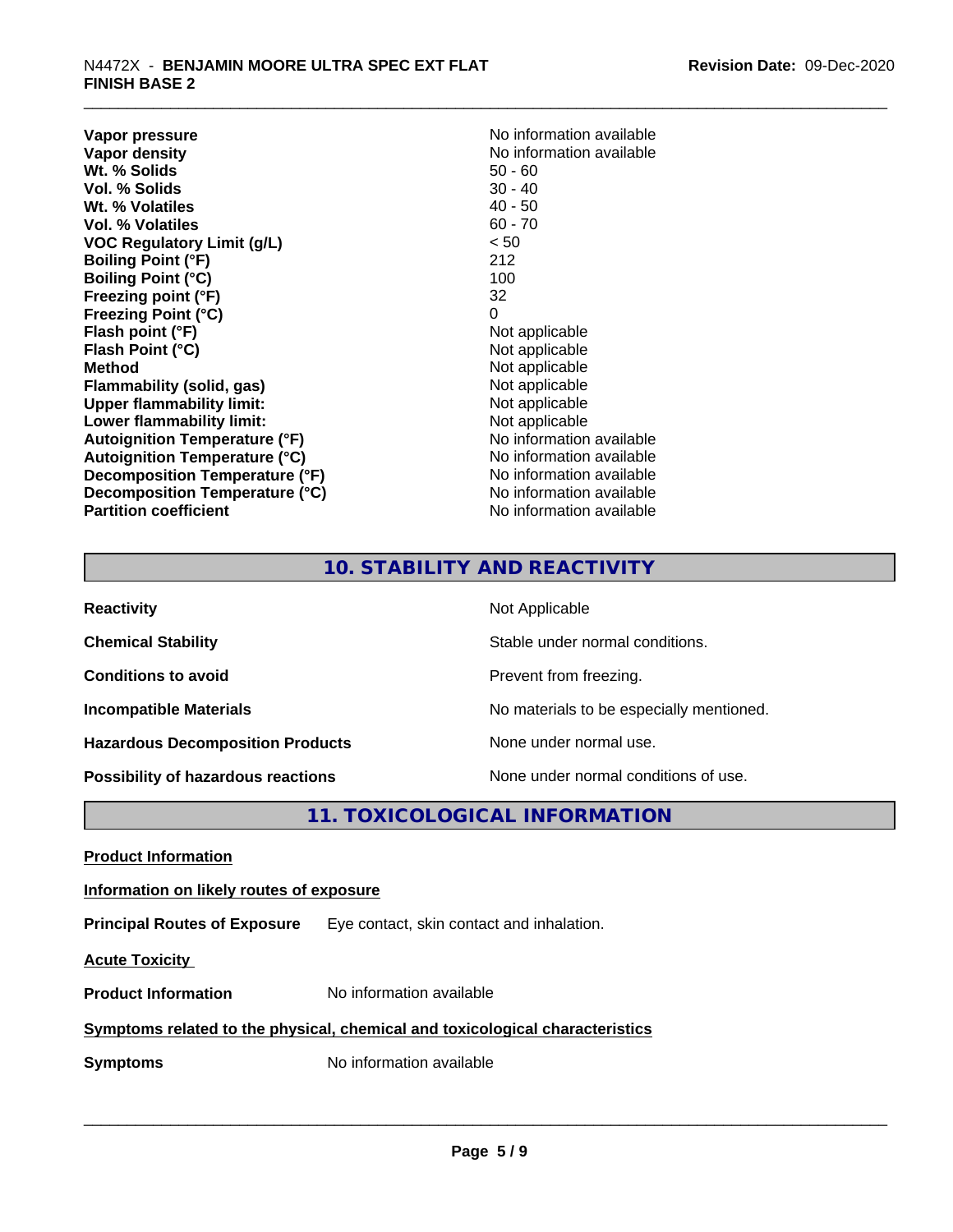| | |
|---|---|
| **Vapor pressure** | No information available |
| **Vapor density** | No information available |
| **Wt. % Solids** | 50 - 60 |
| **Vol. % Solids** | 30 - 40 |
| **Wt. % Volatiles** | 40 - 50 |
| **Vol. % Volatiles** | 60 - 70 |
| **VOC Regulatory Limit (g/L)** | < 50 |
| **Boiling Point (°F)** | 212 |
| **Boiling Point (°C)** | 100 |
| **Freezing point (°F)** | 32 |
| **Freezing Point (°C)** | 0 |
| **Flash point (°F)** | Not applicable |
| **Flash Point (°C)** | Not applicable |
| **Method** | Not applicable |
| **Flammability (solid, gas)** | Not applicable |
| **Upper flammability limit:** | Not applicable |
| **Lower flammability limit:** | Not applicable |
| **Autoignition Temperature (°F)** | No information available |
| **Autoignition Temperature (°C)** | No information available |
| **Decomposition Temperature (°F)** | No information available |
| **Decomposition Temperature (°C)** | No information available |
| **Partition coefficient** | No information available |

## 10. STABILITY AND REACTIVITY

| | |
|---|---|
| **Reactivity** | Not Applicable |
| **Chemical Stability** | Stable under normal conditions. |
| **Conditions to avoid** | Prevent from freezing. |
| **Incompatible Materials** | No materials to be especially mentioned. |
| **Hazardous Decomposition Products** | None under normal use. |
| **Possibility of hazardous reactions** | None under normal conditions of use. |

## 11. TOXICOLOGICAL INFORMATION

**Product Information**

**Information on likely routes of exposure**

**Principal Routes of Exposure** Eye contact, skin contact and inhalation.

**Acute Toxicity**

**Product Information** No information available

**Symptoms related to the physical, chemical and toxicological characteristics**

**Symptoms** No information available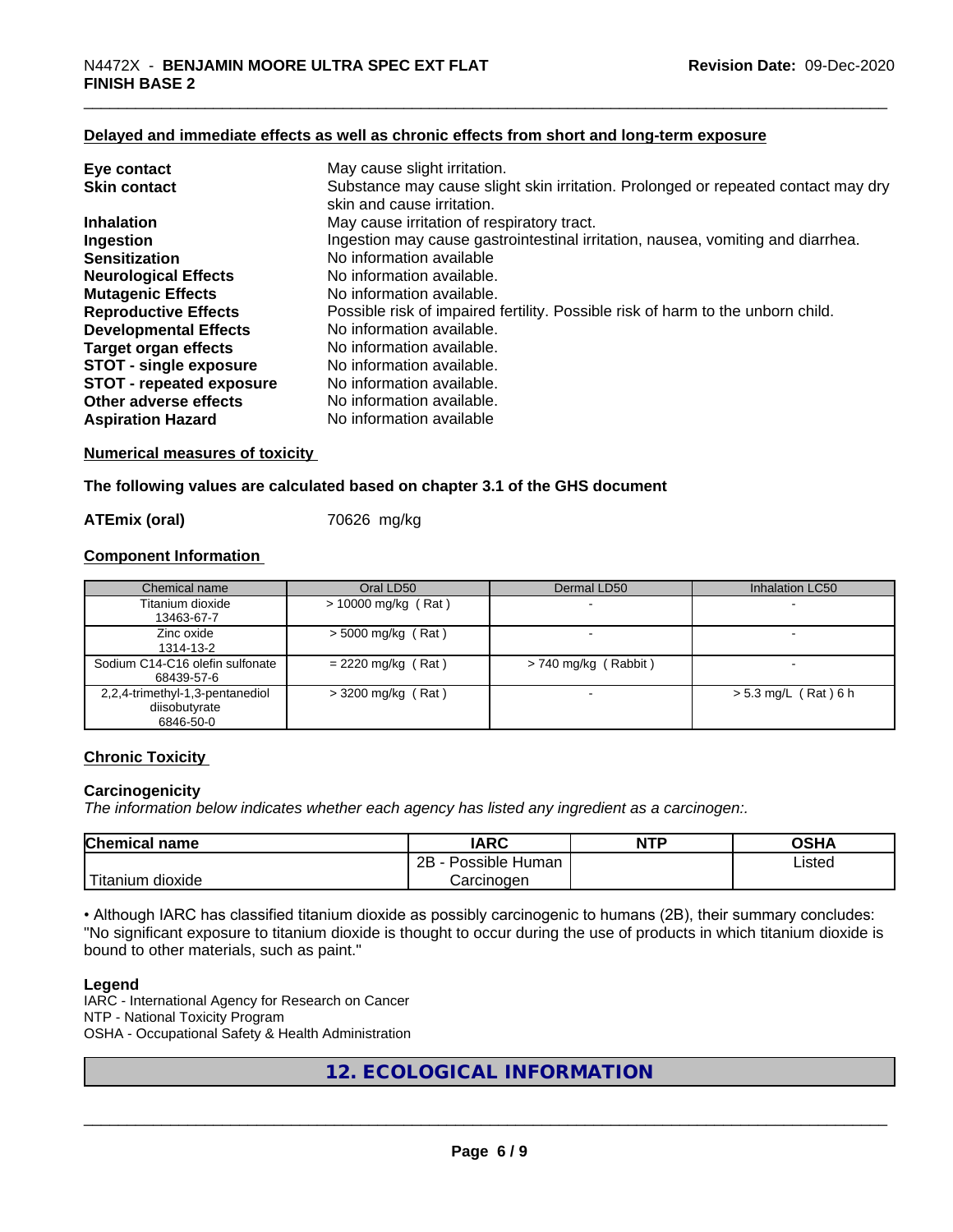### Delayed and immediate effects as well as chronic effects from short and long-term exposure

| | |
|---|---|
| **Eye contact** | May cause slight irritation. |
| **Skin contact** | Substance may cause slight skin irritation. Prolonged or repeated contact may dry skin and cause irritation. |
| **Inhalation** | May cause irritation of respiratory tract. |
| **Ingestion** | Ingestion may cause gastrointestinal irritation, nausea, vomiting and diarrhea. |
| **Sensitization** | No information available |
| **Neurological Effects** | No information available. |
| **Mutagenic Effects** | No information available. |
| **Reproductive Effects** | Possible risk of impaired fertility. Possible risk of harm to the unborn child. |
| **Developmental Effects** | No information available. |
| **Target organ effects** | No information available. |
| **STOT - single exposure** | No information available. |
| **STOT - repeated exposure** | No information available. |
| **Other adverse effects** | No information available. |
| **Aspiration Hazard** | No information available |

### Numerical measures of toxicity

**The following values are calculated based on chapter 3.1 of the GHS document**

**ATEmix (oral)** 70626 mg/kg

### Component Information

| Chemical name | Oral LD50 | Dermal LD50 | Inhalation LC50 |
|---|---|---|---|
| Titanium dioxide<br>13463-67-7 | > 10000 mg/kg ( Rat ) | - | - |
| Zinc oxide<br>1314-13-2 | > 5000 mg/kg ( Rat ) | - | - |
| Sodium C14-C16 olefin sulfonate<br>68439-57-6 | = 2220 mg/kg ( Rat ) | > 740 mg/kg ( Rabbit ) | - |
| 2,2,4-trimethyl-1,3-pentanediol diisobutyrate<br>6846-50-0 | > 3200 mg/kg ( Rat ) | - | > 5.3 mg/L ( Rat ) 6 h |

### Chronic Toxicity

**Carcinogenicity**

*The information below indicates whether each agency has listed any ingredient as a carcinogen:.*

| Chemical name | IARC | NTP | OSHA |
|---|---|---|---|
| Titanium dioxide | 2B - Possible Human Carcinogen | | Listed |

• Although IARC has classified titanium dioxide as possibly carcinogenic to humans (2B), their summary concludes: "No significant exposure to titanium dioxide is thought to occur during the use of products in which titanium dioxide is bound to other materials, such as paint."

**Legend**

IARC - International Agency for Research on Cancer
NTP - National Toxicity Program
OSHA - Occupational Safety & Health Administration

## 12. ECOLOGICAL INFORMATION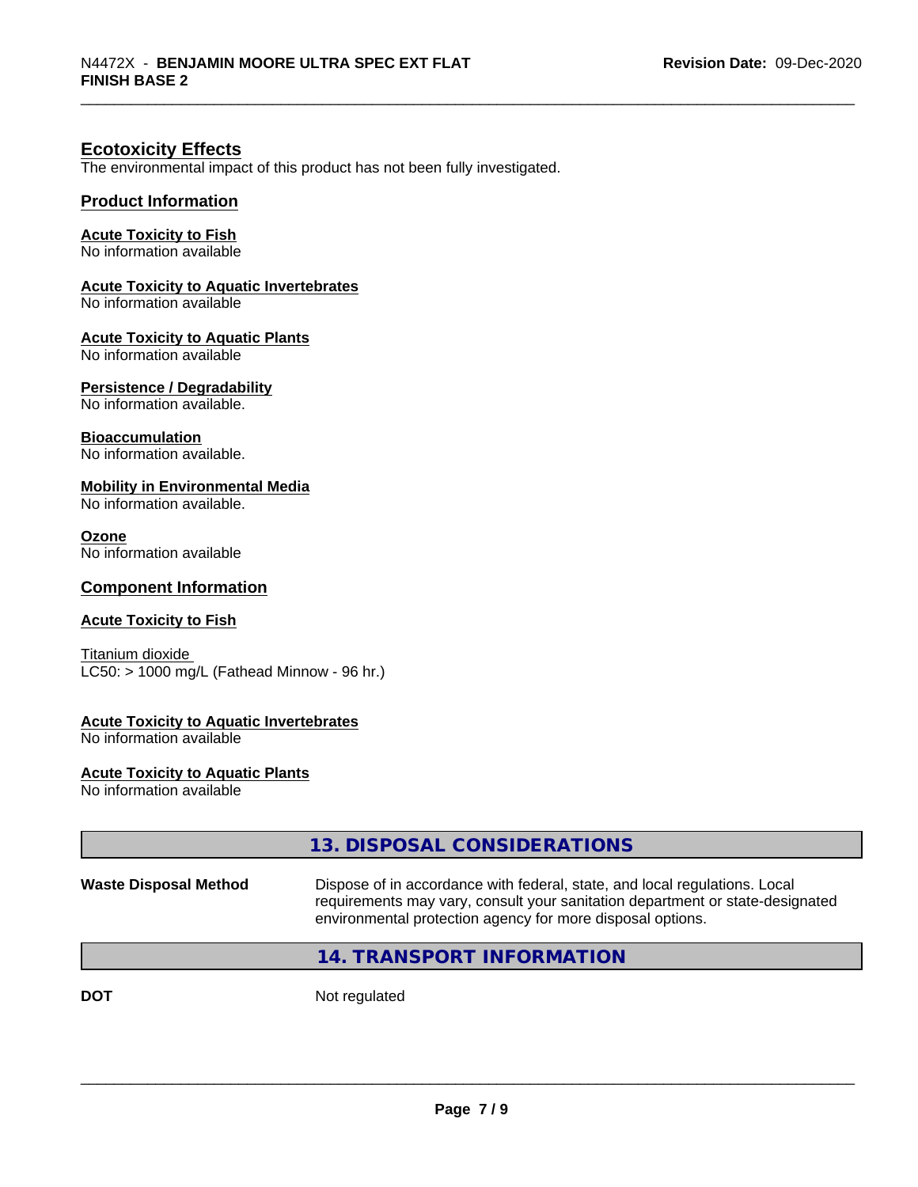## Ecotoxicity Effects

The environmental impact of this product has not been fully investigated.

### Product Information

**Acute Toxicity to Fish**
No information available

**Acute Toxicity to Aquatic Invertebrates**
No information available

**Acute Toxicity to Aquatic Plants**
No information available

**Persistence / Degradability**
No information available.

**Bioaccumulation**
No information available.

**Mobility in Environmental Media**
No information available.

**Ozone**
No information available

### Component Information

**Acute Toxicity to Fish**

Titanium dioxide
LC50: > 1000 mg/L (Fathead Minnow - 96 hr.)

**Acute Toxicity to Aquatic Invertebrates**
No information available

**Acute Toxicity to Aquatic Plants**
No information available

## 13. DISPOSAL CONSIDERATIONS

**Waste Disposal Method** Dispose of in accordance with federal, state, and local regulations. Local requirements may vary, consult your sanitation department or state-designated environmental protection agency for more disposal options.

## 14. TRANSPORT INFORMATION

**DOT** Not regulated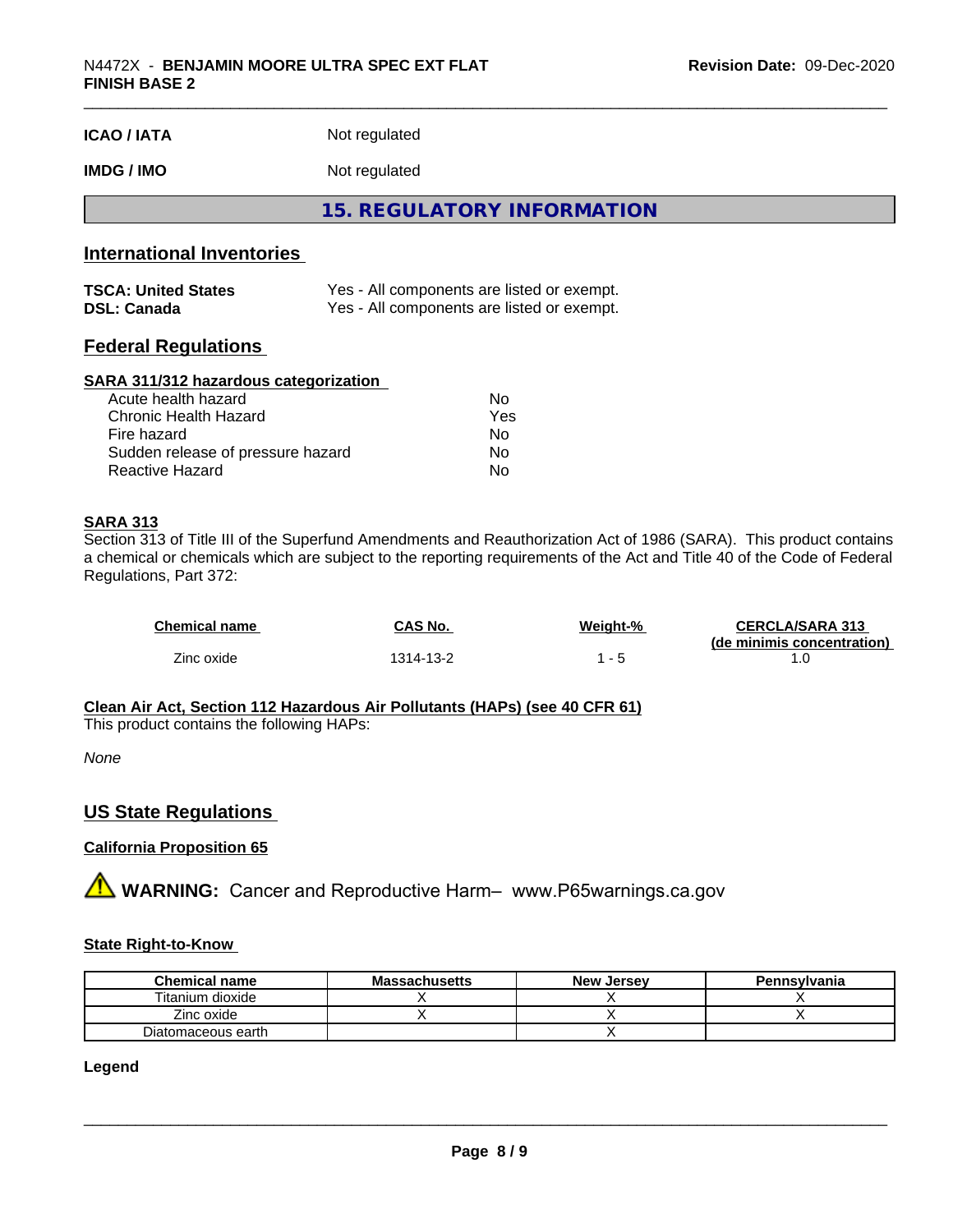| | |
|---|---|
| **ICAO / IATA** | Not regulated |
| **IMDG / IMO** | Not regulated |

## 15. REGULATORY INFORMATION

### International Inventories

| | |
|---|---|
| **TSCA: United States** | Yes - All components are listed or exempt. |
| **DSL: Canada** | Yes - All components are listed or exempt. |

### Federal Regulations

**SARA 311/312 hazardous categorization**

| | |
|---|---|
| Acute health hazard | No |
| Chronic Health Hazard | Yes |
| Fire hazard | No |
| Sudden release of pressure hazard | No |
| Reactive Hazard | No |

**SARA 313**

Section 313 of Title III of the Superfund Amendments and Reauthorization Act of 1986 (SARA). This product contains a chemical or chemicals which are subject to the reporting requirements of the Act and Title 40 of the Code of Federal Regulations, Part 372:

| Chemical name | CAS No. | Weight-% | CERCLA/SARA 313 (de minimis concentration) |
|---|---|---|---|
| Zinc oxide | 1314-13-2 | 1 - 5 | 1.0 |

**Clean Air Act, Section 112 Hazardous Air Pollutants (HAPs) (see 40 CFR 61)**

This product contains the following HAPs:

*None*

### US State Regulations

**California Proposition 65**

⚠ **WARNING:** Cancer and Reproductive Harm– www.P65warnings.ca.gov

**State Right-to-Know**

| Chemical name | Massachusetts | New Jersey | Pennsylvania |
|---|---|---|---|
| Titanium dioxide | X | X | X |
| Zinc oxide | X | X | X |
| Diatomaceous earth | | X | |

**Legend**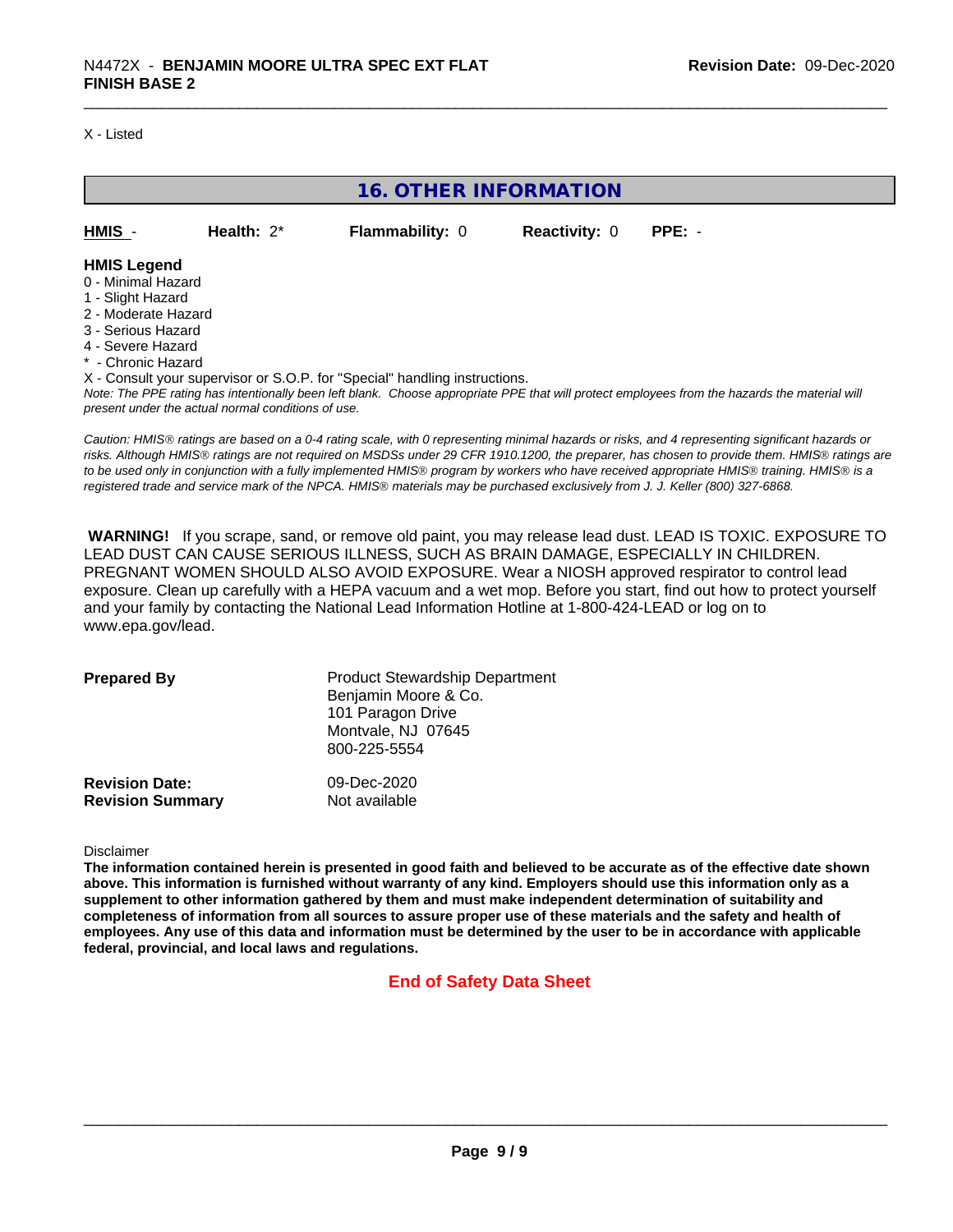X - Listed

## 16. OTHER INFORMATION

| HMIS - | Health: 2* | Flammability: 0 | Reactivity: 0 | PPE: - |
|---|---|---|---|---|

**HMIS Legend**

0 - Minimal Hazard
1 - Slight Hazard
2 - Moderate Hazard
3 - Serious Hazard
4 - Severe Hazard
* - Chronic Hazard
X - Consult your supervisor or S.O.P. for "Special" handling instructions.

*Note: The PPE rating has intentionally been left blank. Choose appropriate PPE that will protect employees from the hazards the material will present under the actual normal conditions of use.*

*Caution: HMIS® ratings are based on a 0-4 rating scale, with 0 representing minimal hazards or risks, and 4 representing significant hazards or risks. Although HMIS® ratings are not required on MSDSs under 29 CFR 1910.1200, the preparer, has chosen to provide them. HMIS® ratings are to be used only in conjunction with a fully implemented HMIS® program by workers who have received appropriate HMIS® training. HMIS® is a registered trade and service mark of the NPCA. HMIS® materials may be purchased exclusively from J. J. Keller (800) 327-6868.*

**WARNING!** If you scrape, sand, or remove old paint, you may release lead dust. LEAD IS TOXIC. EXPOSURE TO LEAD DUST CAN CAUSE SERIOUS ILLNESS, SUCH AS BRAIN DAMAGE, ESPECIALLY IN CHILDREN. PREGNANT WOMEN SHOULD ALSO AVOID EXPOSURE. Wear a NIOSH approved respirator to control lead exposure. Clean up carefully with a HEPA vacuum and a wet mop. Before you start, find out how to protect yourself and your family by contacting the National Lead Information Hotline at 1-800-424-LEAD or log on to www.epa.gov/lead.

**Prepared By**
Product Stewardship Department
Benjamin Moore & Co.
101 Paragon Drive
Montvale, NJ 07645
800-225-5554

**Revision Date:** 09-Dec-2020
**Revision Summary** Not available

Disclaimer

**The information contained herein is presented in good faith and believed to be accurate as of the effective date shown above. This information is furnished without warranty of any kind. Employers should use this information only as a supplement to other information gathered by them and must make independent determination of suitability and completeness of information from all sources to assure proper use of these materials and the safety and health of employees. Any use of this data and information must be determined by the user to be in accordance with applicable federal, provincial, and local laws and regulations.**

**End of Safety Data Sheet**